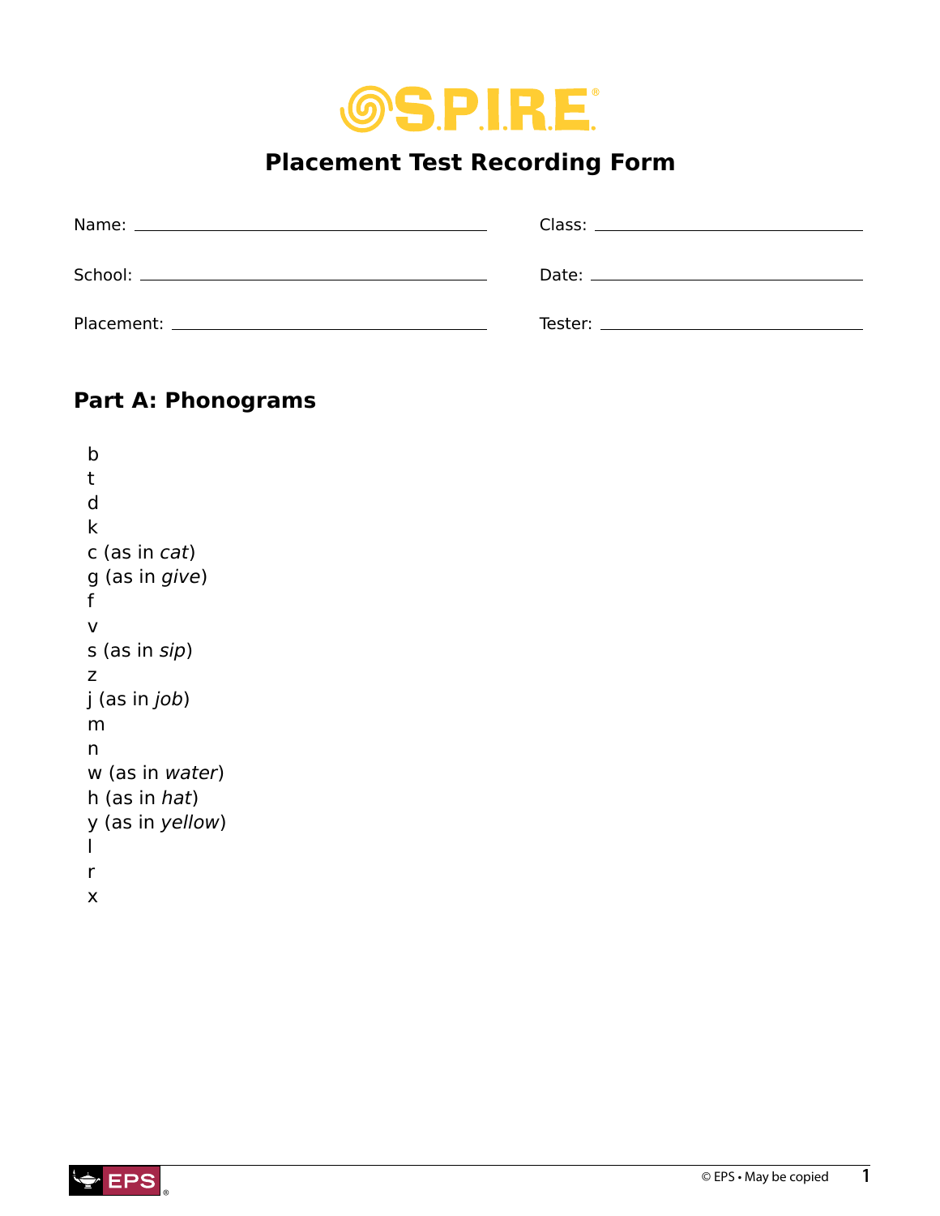# S.P.I.R.E.®

## Placement Test Recording Form

Name: ______________________ Class: ______________________

School: ______________________ Date: ______________________

Placement: ______________________ Tester: ______________________

## Part A: Phonograms

b
t
d
k
c (as in *cat*)
g (as in *give*)
f
v
s (as in *sip*)
z
j (as in *job*)
m
n
w (as in *water*)
h (as in *hat*)
y (as in *yellow*)
l
r
x

© EPS • May be copied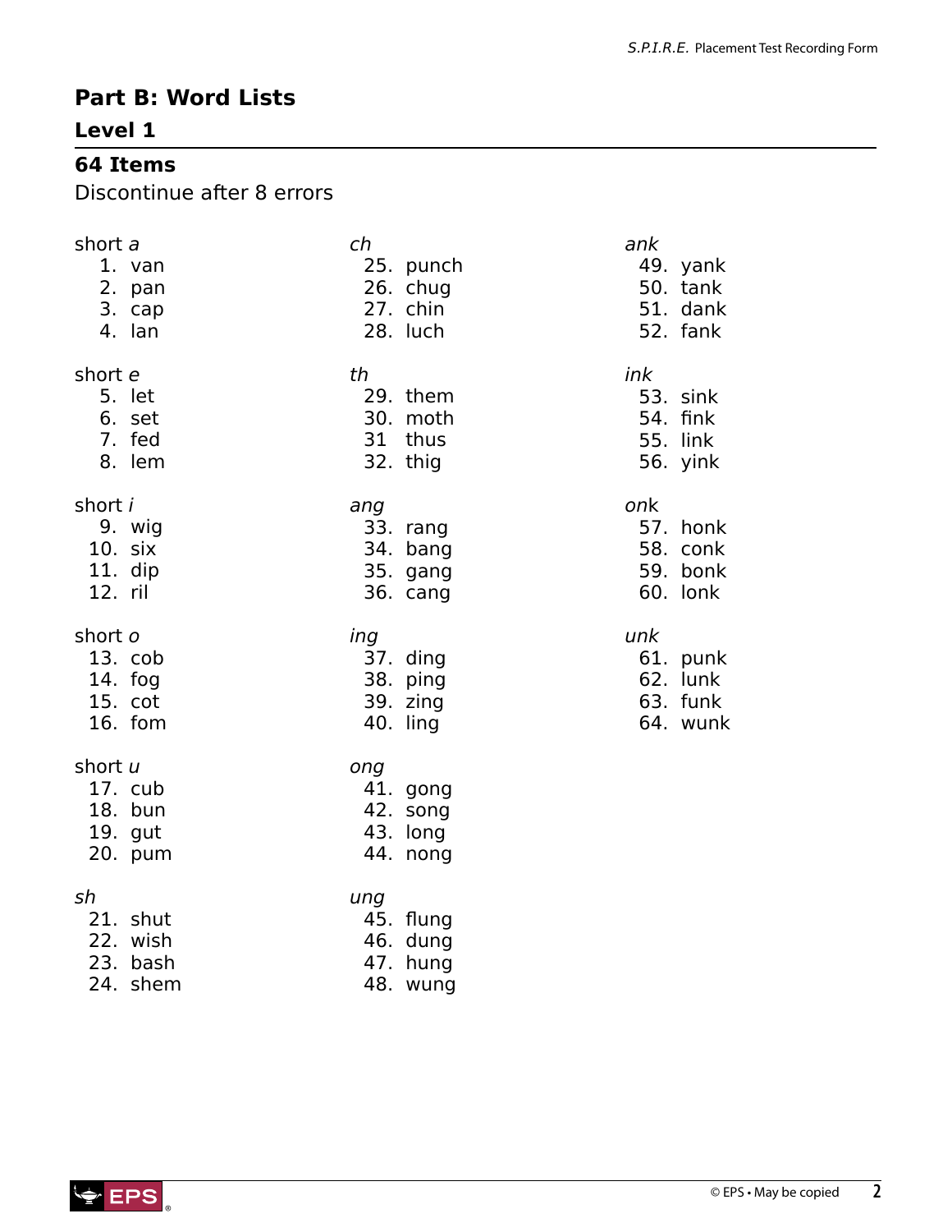## Part B: Word Lists

### Level 1

### 64 Items

Discontinue after 8 errors

short *a*

1. van
2. pan
3. cap
4. lan

short *e*

5. let
6. set
7. fed
8. lem

short *i*

9. wig
10. six
11. dip
12. ril

short *o*

13. cob
14. fog
15. cot
16. fom

short *u*

17. cub
18. bun
19. gut
20. pum

*sh*

21. shut
22. wish
23. bash
24. shem

*ch*

25. punch
26. chug
27. chin
28. luch

*th*

29. them
30. moth
31 thus
32. thig

*ang*

33. rang
34. bang
35. gang
36. cang

*ing*

37. ding
38. ping
39. zing
40. ling

*ong*

41. gong
42. song
43. long
44. nong

*ung*

45. flung
46. dung
47. hung
48. wung

*ank*

49. yank
50. tank
51. dank
52. fank

*ink*

53. sink
54. fink
55. link
56. yink

*onk*

57. honk
58. conk
59. bonk
60. lonk

*unk*

61. punk
62. lunk
63. funk
64. wunk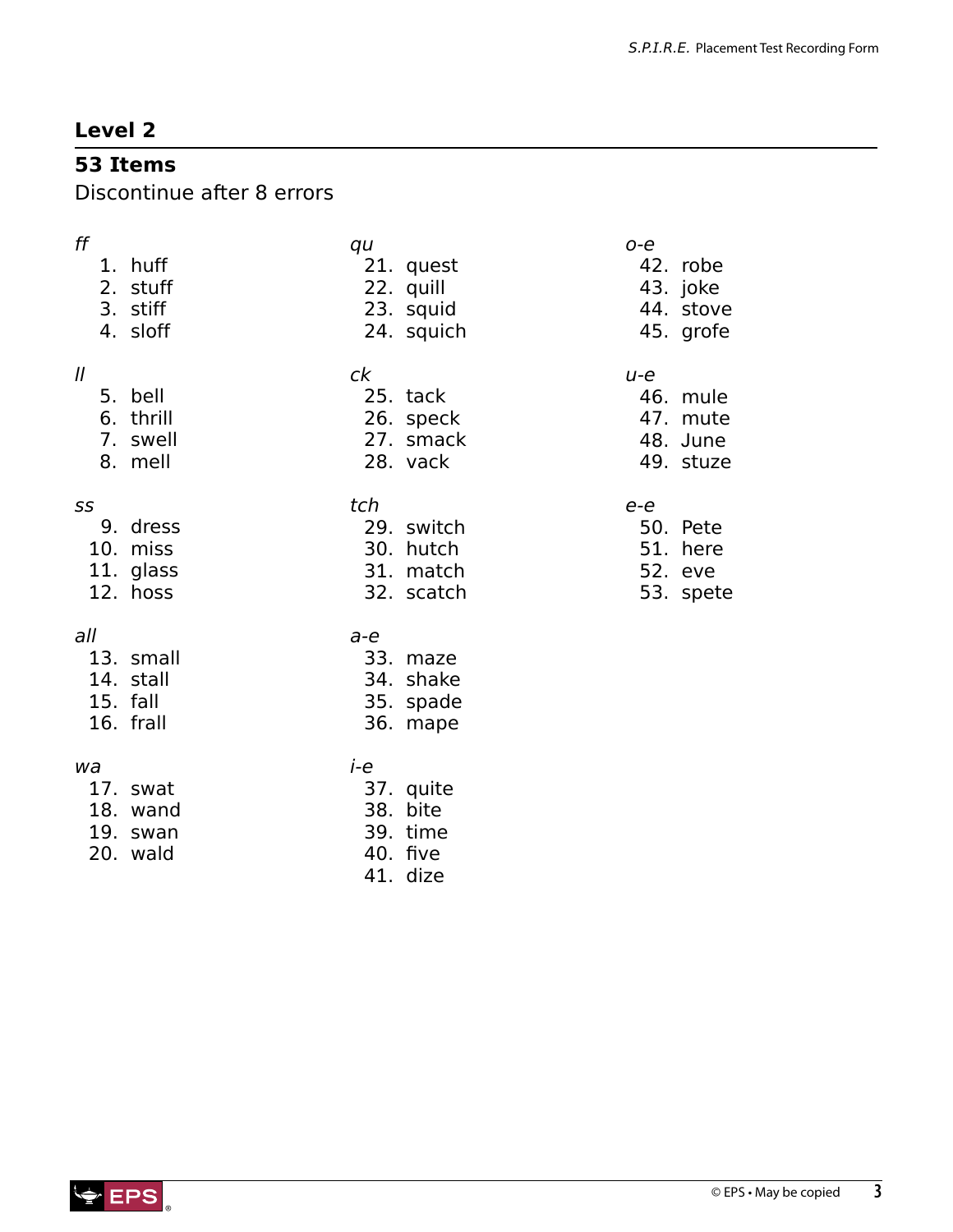## Level 2

### 53 Items

Discontinue after 8 errors

*ff*

1. huff
2. stuff
3. stiff
4. sloff

*ll*

5. bell
6. thrill
7. swell
8. mell

*ss*

9. dress
10. miss
11. glass
12. hoss

*all*

13. small
14. stall
15. fall
16. frall

*wa*

17. swat
18. wand
19. swan
20. wald

*qu*

21. quest
22. quill
23. squid
24. squich

*ck*

25. tack
26. speck
27. smack
28. vack

*tch*

29. switch
30. hutch
31. match
32. scatch

*a-e*

33. maze
34. shake
35. spade
36. mape

*i-e*

37. quite
38. bite
39. time
40. five
41. dize

*o-e*

42. robe
43. joke
44. stove
45. grofe

*u-e*

46. mule
47. mute
48. June
49. stuze

*e-e*

50. Pete
51. here
52. eve
53. spete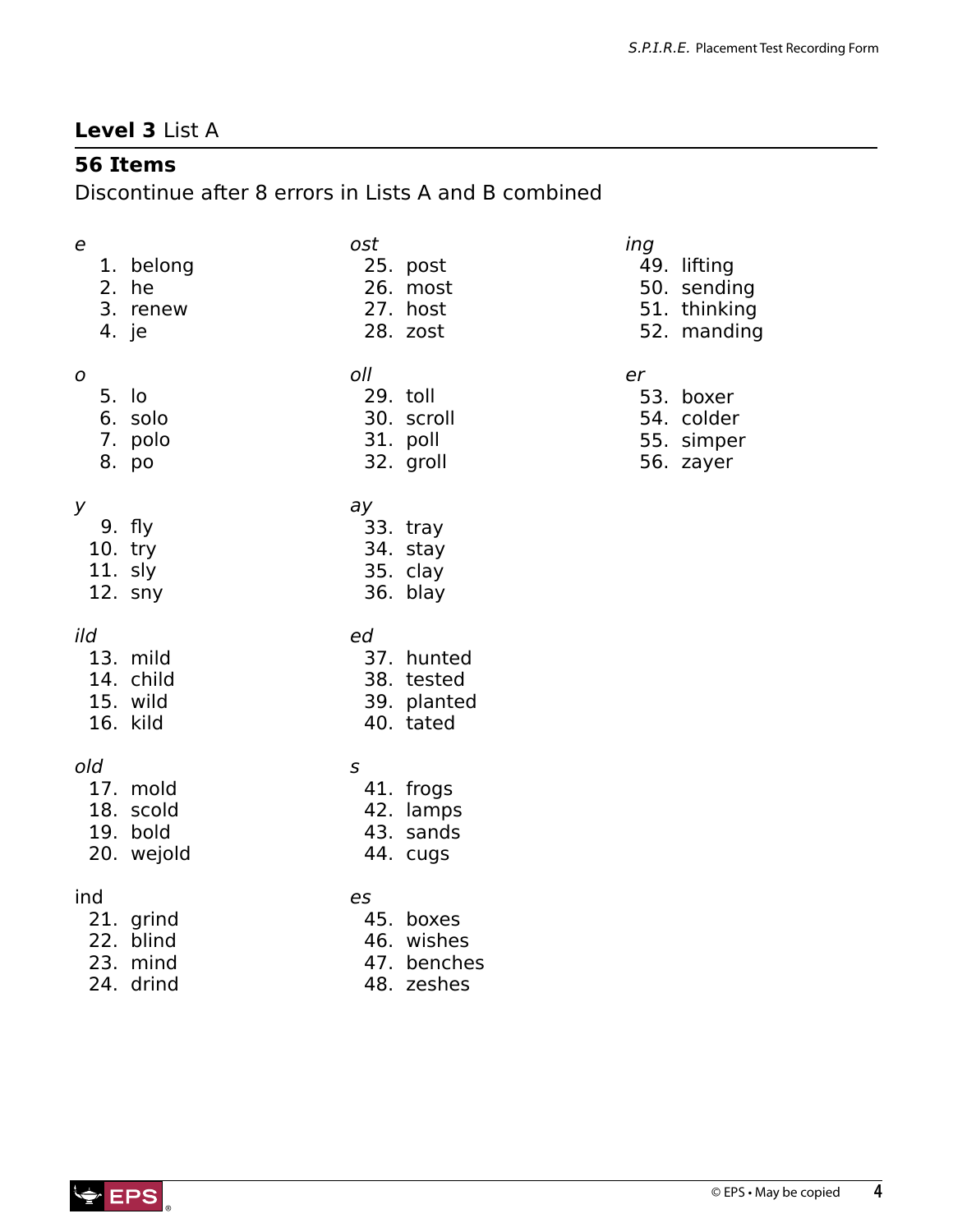## **Level 3** List A

**56 Items**

Discontinue after 8 errors in Lists A and B combined

*e*

1. belong
2. he
3. renew
4. je

*o*

5. lo
6. solo
7. polo
8. po

*y*

9. fly
10. try
11. sly
12. sny

*ild*

13. mild
14. child
15. wild
16. kild

*old*

17. mold
18. scold
19. bold
20. wejold

ind

21. grind
22. blind
23. mind
24. drind

*ost*

25. post
26. most
27. host
28. zost

*oll*

29. toll
30. scroll
31. poll
32. groll

*ay*

33. tray
34. stay
35. clay
36. blay

*ed*

37. hunted
38. tested
39. planted
40. tated

*s*

41. frogs
42. lamps
43. sands
44. cugs

*es*

45. boxes
46. wishes
47. benches
48. zeshes

*ing*

49. lifting
50. sending
51. thinking
52. manding

*er*

53. boxer
54. colder
55. simper
56. zayer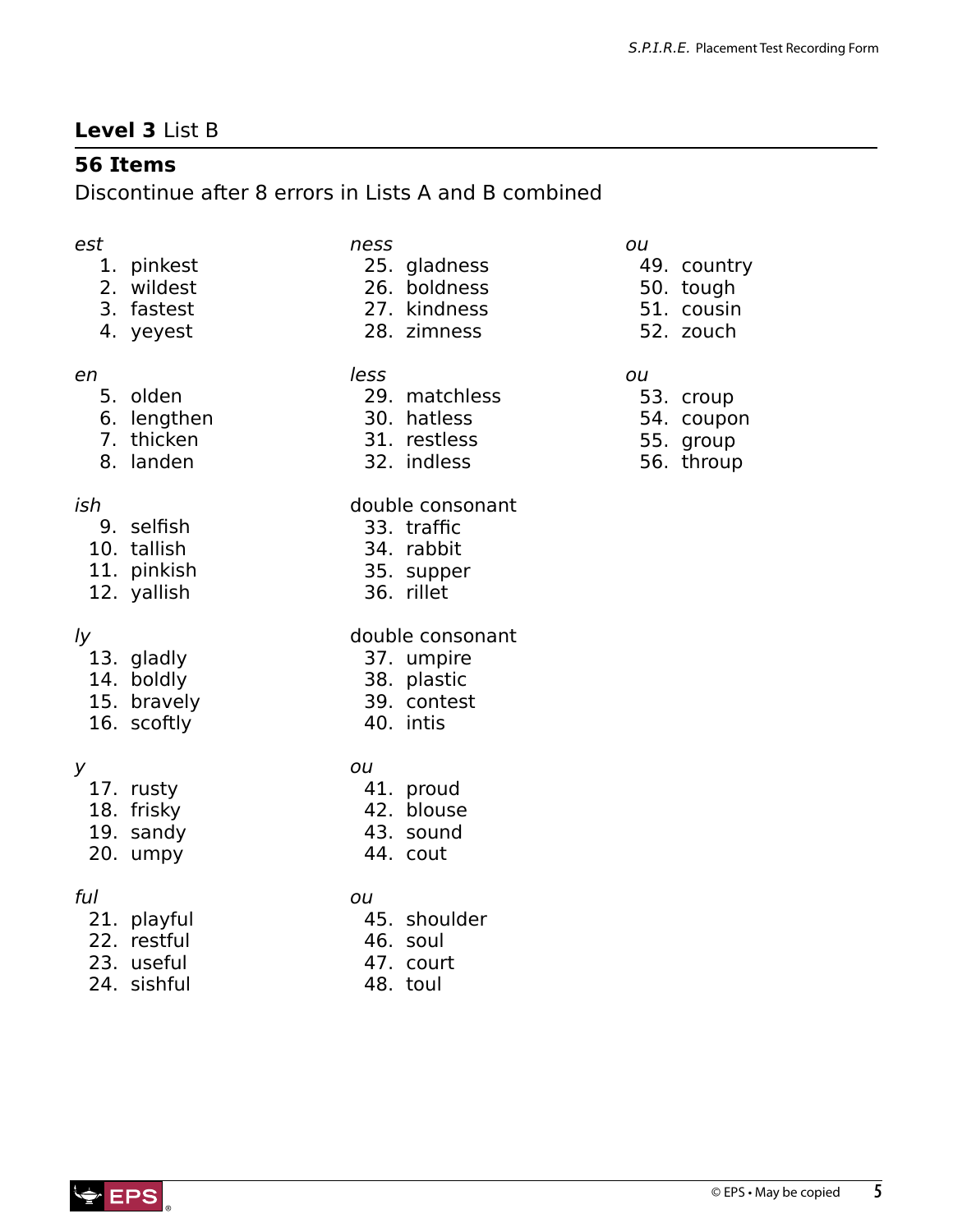## **Level 3** List B

**56 Items**

Discontinue after 8 errors in Lists A and B combined

*est*

1. pinkest
2. wildest
3. fastest
4. yeyest

*en*

5. olden
6. lengthen
7. thicken
8. landen

*ish*

9. selfish
10. tallish
11. pinkish
12. yallish

*ly*

13. gladly
14. boldly
15. bravely
16. scoftly

*y*

17. rusty
18. frisky
19. sandy
20. umpy

*ful*

21. playful
22. restful
23. useful
24. sishful

*ness*

25. gladness
26. boldness
27. kindness
28. zimness

*less*

29. matchless
30. hatless
31. restless
32. indless

double consonant

33. traffic
34. rabbit
35. supper
36. rillet

double consonant

37. umpire
38. plastic
39. contest
40. intis

*ou*

41. proud
42. blouse
43. sound
44. cout

*ou*

45. shoulder
46. soul
47. court
48. toul

*ou*

49. country
50. tough
51. cousin
52. zouch

*ou*

53. croup
54. coupon
55. group
56. throup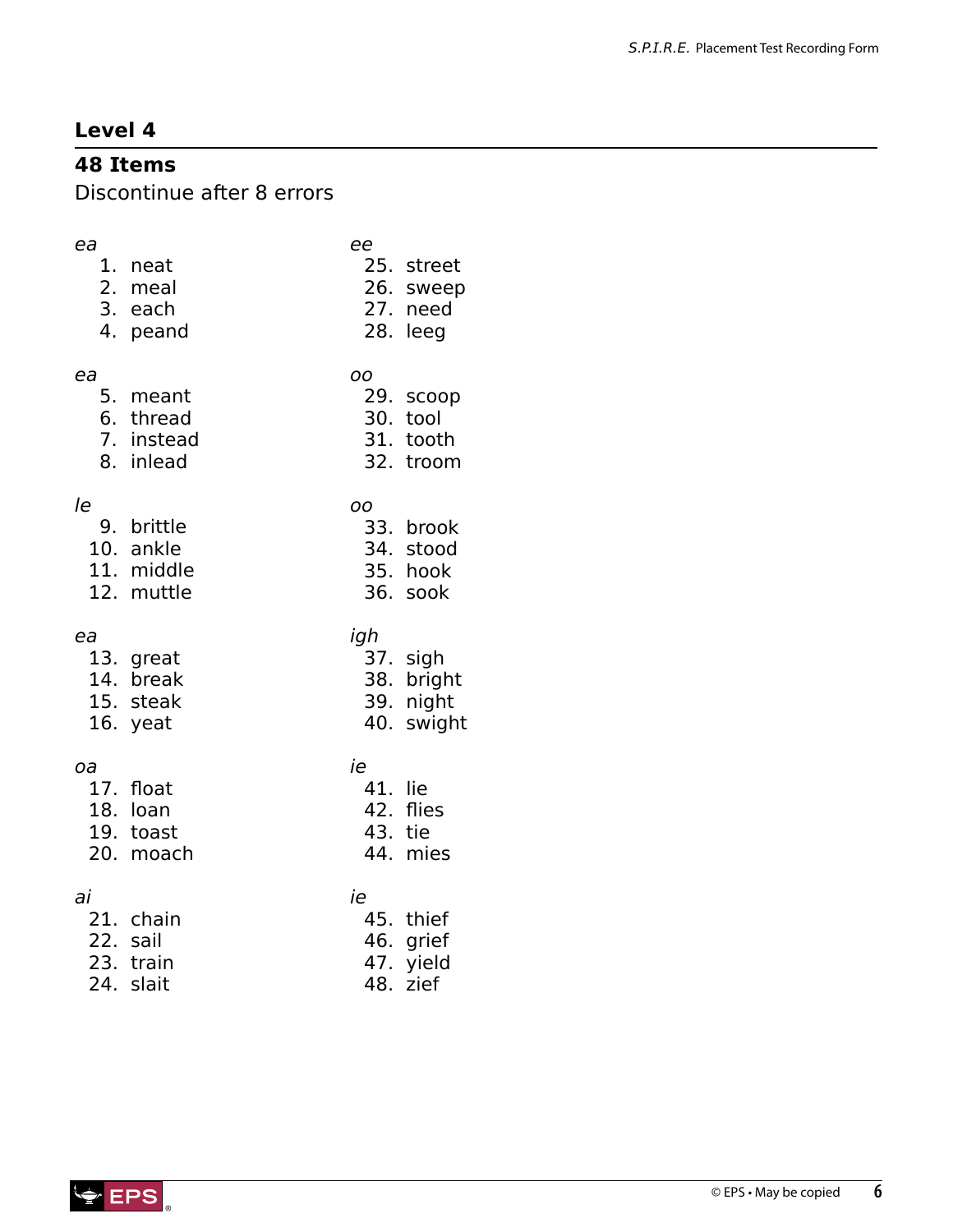## Level 4

### 48 Items

Discontinue after 8 errors

*ea*

1. neat
2. meal
3. each
4. peand

*ea*

5. meant
6. thread
7. instead
8. inlead

*le*

9. brittle
10. ankle
11. middle
12. muttle

*ea*

13. great
14. break
15. steak
16. yeat

*oa*

17. float
18. loan
19. toast
20. moach

*ai*

21. chain
22. sail
23. train
24. slait

*ee*

25. street
26. sweep
27. need
28. leeg

*oo*

29. scoop
30. tool
31. tooth
32. troom

*oo*

33. brook
34. stood
35. hook
36. sook

*igh*

37. sigh
38. bright
39. night
40. swight

*ie*

41. lie
42. flies
43. tie
44. mies

*ie*

45. thief
46. grief
47. yield
48. zief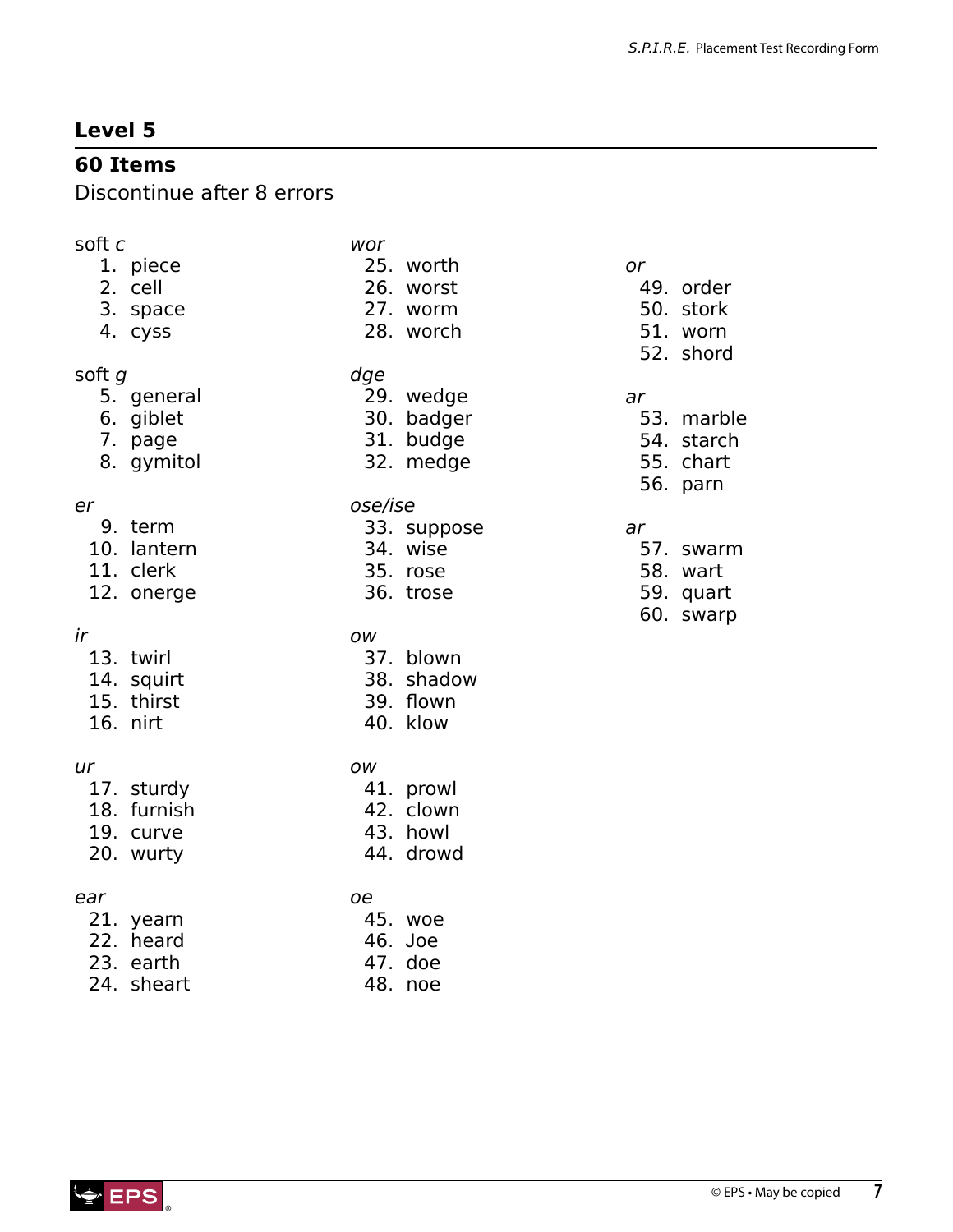## Level 5

**60 Items**

Discontinue after 8 errors

soft *c*

1. piece
2. cell
3. space
4. cyss

soft *g*

5. general
6. giblet
7. page
8. gymitol

*er*

9. term
10. lantern
11. clerk
12. onerge

*ir*

13. twirl
14. squirt
15. thirst
16. nirt

*ur*

17. sturdy
18. furnish
19. curve
20. wurty

*ear*

21. yearn
22. heard
23. earth
24. sheart

*wor*

25. worth
26. worst
27. worm
28. worch

*dge*

29. wedge
30. badger
31. budge
32. medge

*ose/ise*

33. suppose
34. wise
35. rose
36. trose

*ow*

37. blown
38. shadow
39. flown
40. klow

*ow*

41. prowl
42. clown
43. howl
44. drowd

*oe*

45. woe
46. Joe
47. doe
48. noe

*or*

49. order
50. stork
51. worn
52. shord

*ar*

53. marble
54. starch
55. chart
56. parn

*ar*

57. swarm
58. wart
59. quart
60. swarp

© EPS • May be copied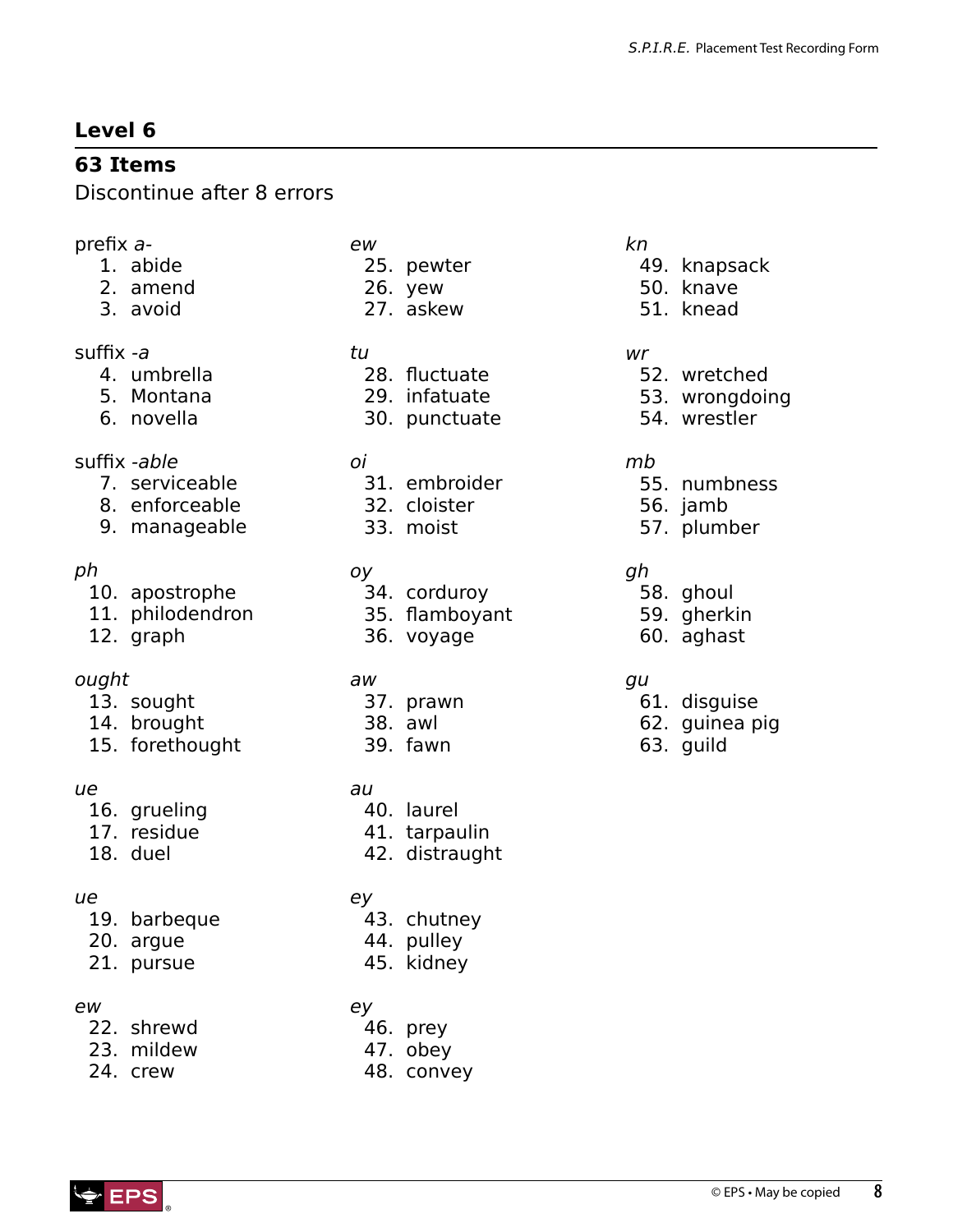## Level 6

### 63 Items

Discontinue after 8 errors

prefix *a-*
1. abide
2. amend
3. avoid

suffix *-a*
4. umbrella
5. Montana
6. novella

suffix *-able*
7. serviceable
8. enforceable
9. manageable

*ph*
10. apostrophe
11. philodendron
12. graph

*ought*
13. sought
14. brought
15. forethought

*ue*
16. grueling
17. residue
18. duel

*ue*
19. barbeque
20. argue
21. pursue

*ew*
22. shrewd
23. mildew
24. crew

*ew*
25. pewter
26. yew
27. askew

*tu*
28. fluctuate
29. infatuate
30. punctuate

*oi*
31. embroider
32. cloister
33. moist

*oy*
34. corduroy
35. flamboyant
36. voyage

*aw*
37. prawn
38. awl
39. fawn

*au*
40. laurel
41. tarpaulin
42. distraught

*ey*
43. chutney
44. pulley
45. kidney

*ey*
46. prey
47. obey
48. convey

*kn*
49. knapsack
50. knave
51. knead

*wr*
52. wretched
53. wrongdoing
54. wrestler

*mb*
55. numbness
56. jamb
57. plumber

*gh*
58. ghoul
59. gherkin
60. aghast

*gu*
61. disguise
62. guinea pig
63. guild

© EPS • May be copied